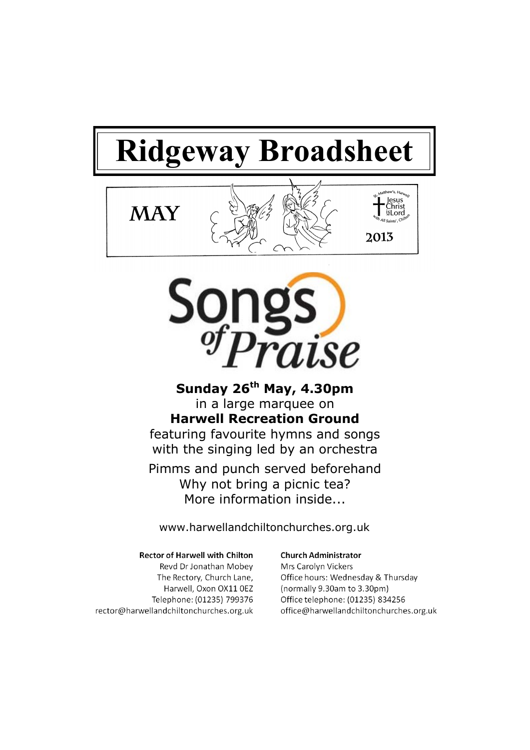# Ridgeway Broadsheet

MAY

St. Matthew's, Harwell
Jesus Christ is Lord
with All Saints', Chilton

2013

## Songs of Praise

**Sunday 26th May, 4.30pm**
in a large marquee on
**Harwell Recreation Ground**
featuring favourite hymns and songs
with the singing led by an orchestra

Pimms and punch served beforehand
Why not bring a picnic tea?
More information inside...

www.harwellandchiltonchurches.org.uk

**Rector of Harwell with Chilton**
Revd Dr Jonathan Mobey
The Rectory, Church Lane,
Harwell, Oxon OX11 0EZ
Telephone: (01235) 799376
rector@harwellandchiltonchurches.org.uk

**Church Administrator**
Mrs Carolyn Vickers
Office hours: Wednesday & Thursday
(normally 9.30am to 3.30pm)
Office telephone: (01235) 834256
office@harwellandchiltonchurches.org.uk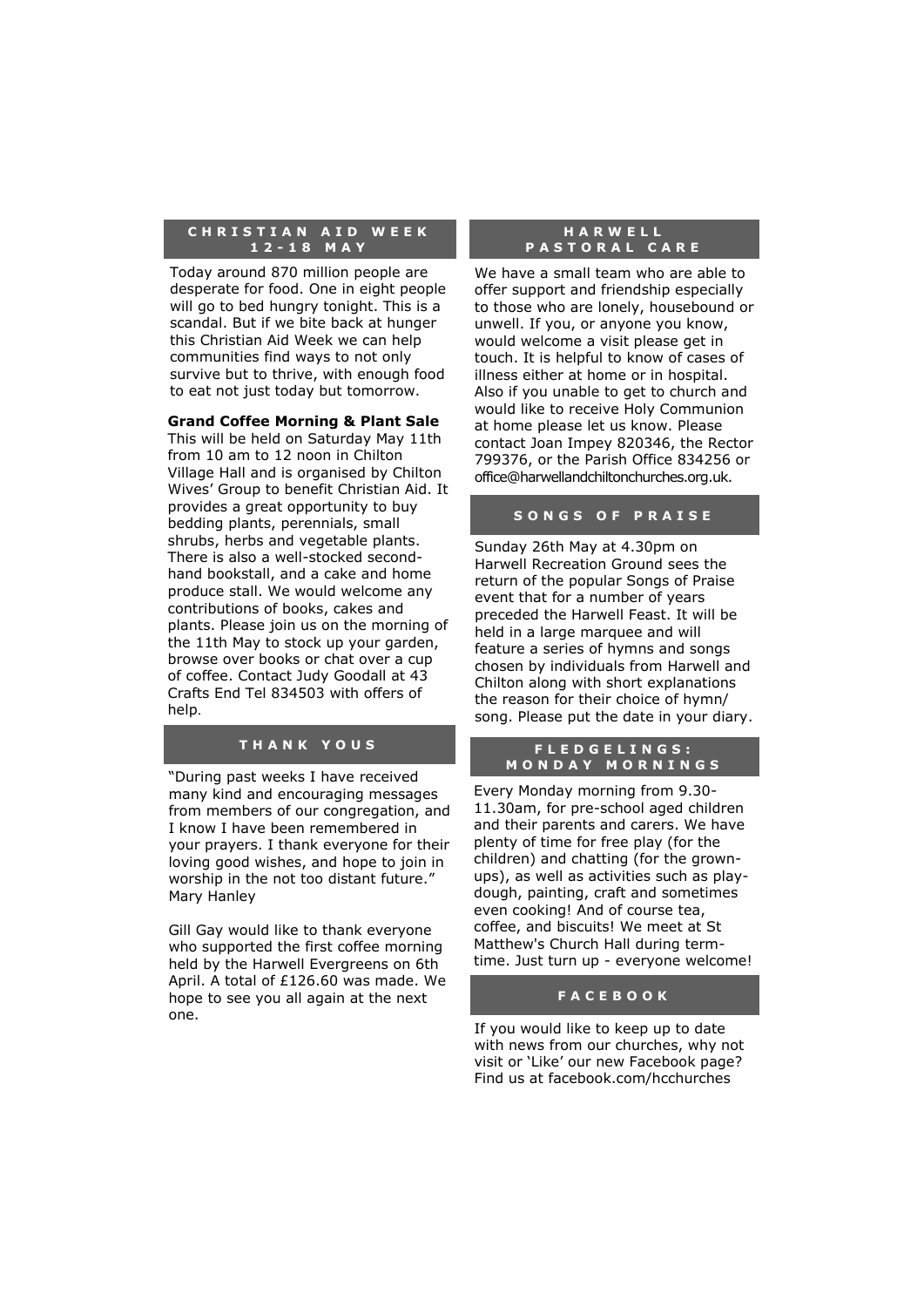## CHRISTIAN AID WEEK 12-18 MAY

Today around 870 million people are desperate for food. One in eight people will go to bed hungry tonight. This is a scandal. But if we bite back at hunger this Christian Aid Week we can help communities find ways to not only survive but to thrive, with enough food to eat not just today but tomorrow.

**Grand Coffee Morning & Plant Sale**

This will be held on Saturday May 11th from 10 am to 12 noon in Chilton Village Hall and is organised by Chilton Wives' Group to benefit Christian Aid. It provides a great opportunity to buy bedding plants, perennials, small shrubs, herbs and vegetable plants. There is also a well-stocked second-hand bookstall, and a cake and home produce stall. We would welcome any contributions of books, cakes and plants. Please join us on the morning of the 11th May to stock up your garden, browse over books or chat over a cup of coffee. Contact Judy Goodall at 43 Crafts End Tel 834503 with offers of help.

## THANK YOUS

"During past weeks I have received many kind and encouraging messages from members of our congregation, and I know I have been remembered in your prayers. I thank everyone for their loving good wishes, and hope to join in worship in the not too distant future." Mary Hanley

Gill Gay would like to thank everyone who supported the first coffee morning held by the Harwell Evergreens on 6th April. A total of £126.60 was made. We hope to see you all again at the next one.

## HARWELL PASTORAL CARE

We have a small team who are able to offer support and friendship especially to those who are lonely, housebound or unwell. If you, or anyone you know, would welcome a visit please get in touch. It is helpful to know of cases of illness either at home or in hospital. Also if you unable to get to church and would like to receive Holy Communion at home please let us know. Please contact Joan Impey 820346, the Rector 799376, or the Parish Office 834256 or office@harwellandchiltonchurches.org.uk.

## SONGS OF PRAISE

Sunday 26th May at 4.30pm on Harwell Recreation Ground sees the return of the popular Songs of Praise event that for a number of years preceded the Harwell Feast. It will be held in a large marquee and will feature a series of hymns and songs chosen by individuals from Harwell and Chilton along with short explanations the reason for their choice of hymn/song. Please put the date in your diary.

## FLEDGELINGS: MONDAY MORNINGS

Every Monday morning from 9.30-11.30am, for pre-school aged children and their parents and carers. We have plenty of time for free play (for the children) and chatting (for the grown-ups), as well as activities such as play-dough, painting, craft and sometimes even cooking! And of course tea, coffee, and biscuits! We meet at St Matthew's Church Hall during term-time. Just turn up - everyone welcome!

## FACEBOOK

If you would like to keep up to date with news from our churches, why not visit or 'Like' our new Facebook page? Find us at facebook.com/hcchurches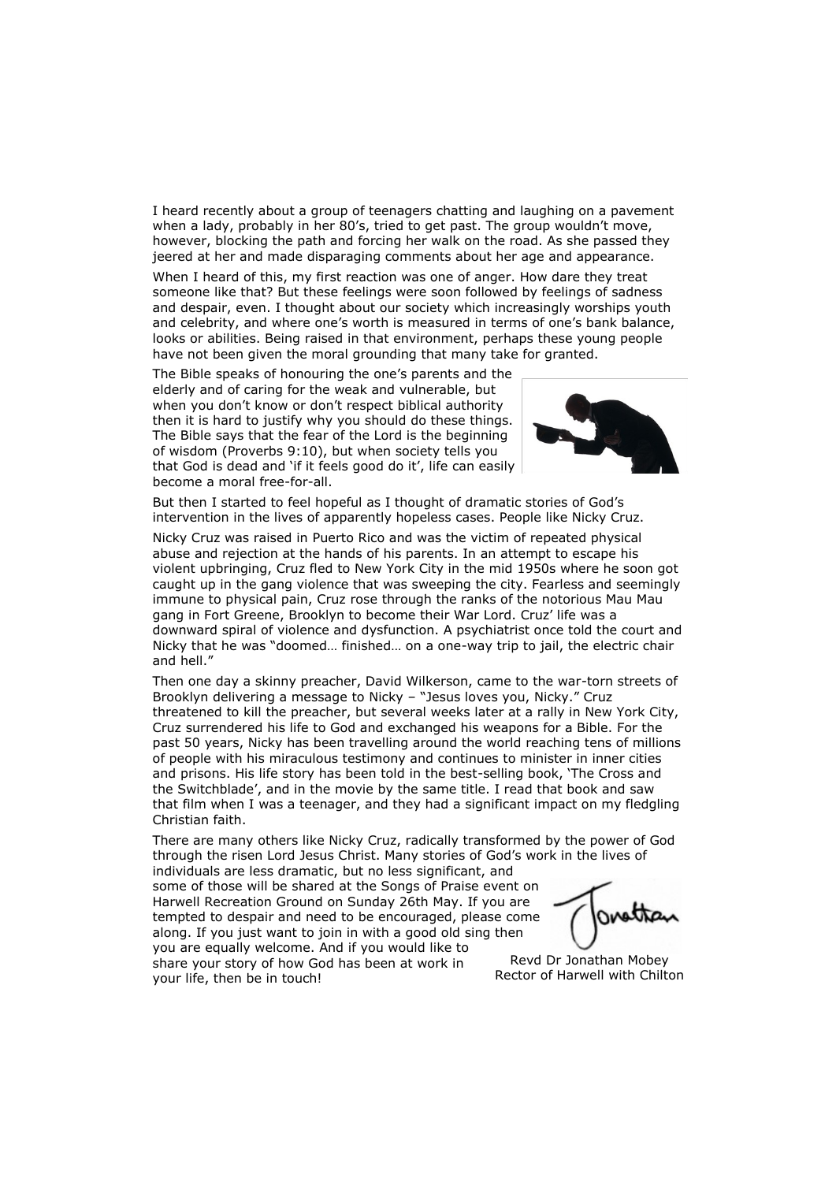I heard recently about a group of teenagers chatting and laughing on a pavement when a lady, probably in her 80's, tried to get past. The group wouldn't move, however, blocking the path and forcing her walk on the road. As she passed they jeered at her and made disparaging comments about her age and appearance.

When I heard of this, my first reaction was one of anger. How dare they treat someone like that? But these feelings were soon followed by feelings of sadness and despair, even. I thought about our society which increasingly worships youth and celebrity, and where one's worth is measured in terms of one's bank balance, looks or abilities. Being raised in that environment, perhaps these young people have not been given the moral grounding that many take for granted.

The Bible speaks of honouring the one's parents and the elderly and of caring for the weak and vulnerable, but when you don't know or don't respect biblical authority then it is hard to justify why you should do these things. The Bible says that the fear of the Lord is the beginning of wisdom (Proverbs 9:10), but when society tells you that God is dead and 'if it feels good do it', life can easily become a moral free-for-all.

But then I started to feel hopeful as I thought of dramatic stories of God's intervention in the lives of apparently hopeless cases. People like Nicky Cruz.

Nicky Cruz was raised in Puerto Rico and was the victim of repeated physical abuse and rejection at the hands of his parents. In an attempt to escape his violent upbringing, Cruz fled to New York City in the mid 1950s where he soon got caught up in the gang violence that was sweeping the city. Fearless and seemingly immune to physical pain, Cruz rose through the ranks of the notorious Mau Mau gang in Fort Greene, Brooklyn to become their War Lord. Cruz' life was a downward spiral of violence and dysfunction. A psychiatrist once told the court and Nicky that he was "doomed… finished… on a one-way trip to jail, the electric chair and hell."

Then one day a skinny preacher, David Wilkerson, came to the war-torn streets of Brooklyn delivering a message to Nicky – "Jesus loves you, Nicky." Cruz threatened to kill the preacher, but several weeks later at a rally in New York City, Cruz surrendered his life to God and exchanged his weapons for a Bible. For the past 50 years, Nicky has been travelling around the world reaching tens of millions of people with his miraculous testimony and continues to minister in inner cities and prisons. His life story has been told in the best-selling book, 'The Cross and the Switchblade', and in the movie by the same title. I read that book and saw that film when I was a teenager, and they had a significant impact on my fledgling Christian faith.

There are many others like Nicky Cruz, radically transformed by the power of God through the risen Lord Jesus Christ. Many stories of God's work in the lives of individuals are less dramatic, but no less significant, and some of those will be shared at the Songs of Praise event on Harwell Recreation Ground on Sunday 26th May. If you are tempted to despair and need to be encouraged, please come along. If you just want to join in with a good old sing then you are equally welcome. And if you would like to share your story of how God has been at work in your life, then be in touch!

Jonathan

Revd Dr Jonathan Mobey
Rector of Harwell with Chilton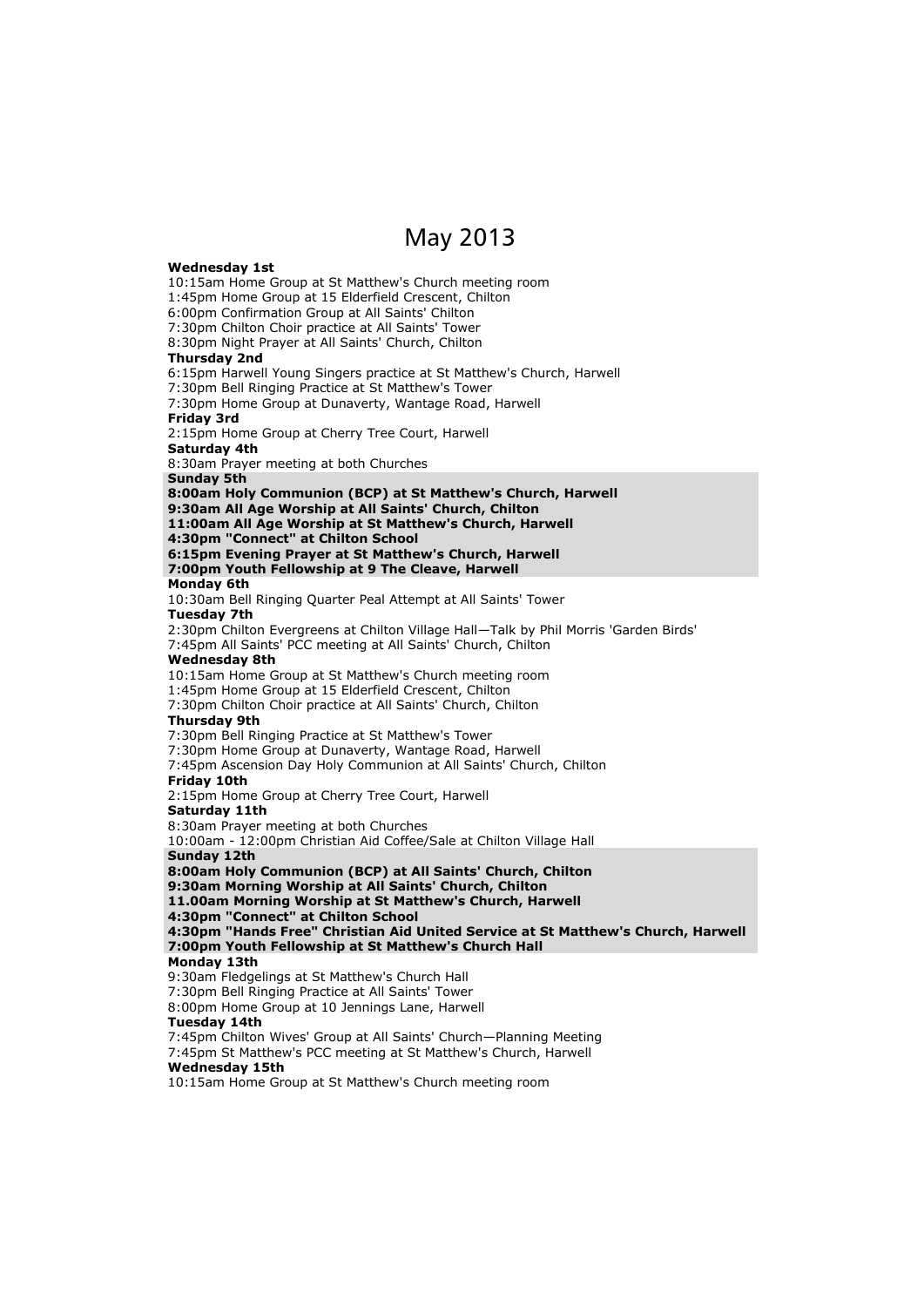# May 2013

**Wednesday 1st**
10:15am Home Group at St Matthew's Church meeting room
1:45pm Home Group at 15 Elderfield Crescent, Chilton
6:00pm Confirmation Group at All Saints' Chilton
7:30pm Chilton Choir practice at All Saints' Tower
8:30pm Night Prayer at All Saints' Church, Chilton

**Thursday 2nd**
6:15pm Harwell Young Singers practice at St Matthew's Church, Harwell
7:30pm Bell Ringing Practice at St Matthew's Tower
7:30pm Home Group at Dunaverty, Wantage Road, Harwell

**Friday 3rd**
2:15pm Home Group at Cherry Tree Court, Harwell

**Saturday 4th**
8:30am Prayer meeting at both Churches

**Sunday 5th**
**8:00am Holy Communion (BCP) at St Matthew's Church, Harwell**
**9:30am All Age Worship at All Saints' Church, Chilton**
**11:00am All Age Worship at St Matthew's Church, Harwell**
**4:30pm "Connect" at Chilton School**
**6:15pm Evening Prayer at St Matthew's Church, Harwell**
**7:00pm Youth Fellowship at 9 The Cleave, Harwell**

**Monday 6th**
10:30am Bell Ringing Quarter Peal Attempt at All Saints' Tower

**Tuesday 7th**
2:30pm Chilton Evergreens at Chilton Village Hall—Talk by Phil Morris 'Garden Birds'
7:45pm All Saints' PCC meeting at All Saints' Church, Chilton

**Wednesday 8th**
10:15am Home Group at St Matthew's Church meeting room
1:45pm Home Group at 15 Elderfield Crescent, Chilton
7:30pm Chilton Choir practice at All Saints' Church, Chilton

**Thursday 9th**
7:30pm Bell Ringing Practice at St Matthew's Tower
7:30pm Home Group at Dunaverty, Wantage Road, Harwell
7:45pm Ascension Day Holy Communion at All Saints' Church, Chilton

**Friday 10th**
2:15pm Home Group at Cherry Tree Court, Harwell

**Saturday 11th**
8:30am Prayer meeting at both Churches
10:00am - 12:00pm Christian Aid Coffee/Sale at Chilton Village Hall

**Sunday 12th**
**8:00am Holy Communion (BCP) at All Saints' Church, Chilton**
**9:30am Morning Worship at All Saints' Church, Chilton**
**11.00am Morning Worship at St Matthew's Church, Harwell**
**4:30pm "Connect" at Chilton School**
**4:30pm "Hands Free" Christian Aid United Service at St Matthew's Church, Harwell**
**7:00pm Youth Fellowship at St Matthew's Church Hall**

**Monday 13th**
9:30am Fledgelings at St Matthew's Church Hall
7:30pm Bell Ringing Practice at All Saints' Tower
8:00pm Home Group at 10 Jennings Lane, Harwell

**Tuesday 14th**
7:45pm Chilton Wives' Group at All Saints' Church—Planning Meeting
7:45pm St Matthew's PCC meeting at St Matthew's Church, Harwell

**Wednesday 15th**
10:15am Home Group at St Matthew's Church meeting room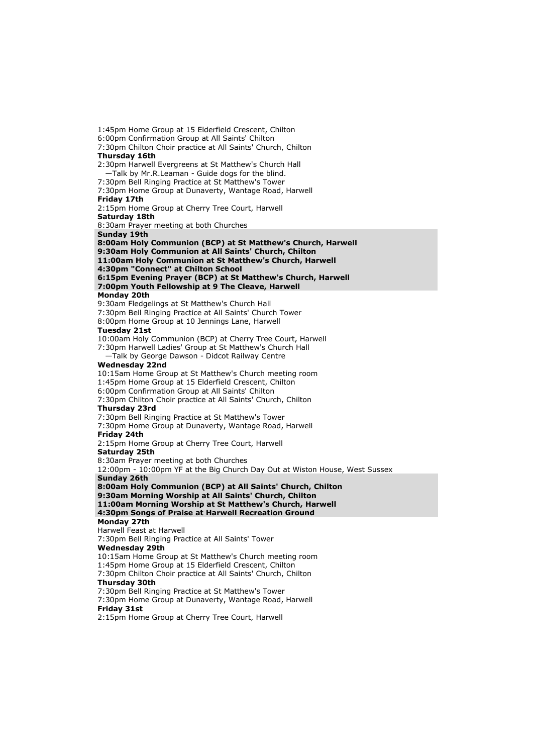1:45pm Home Group at 15 Elderfield Crescent, Chilton
6:00pm Confirmation Group at All Saints' Chilton
7:30pm Chilton Choir practice at All Saints' Church, Chilton

**Thursday 16th**
2:30pm Harwell Evergreens at St Matthew's Church Hall
—Talk by Mr.R.Leaman - Guide dogs for the blind.
7:30pm Bell Ringing Practice at St Matthew's Tower
7:30pm Home Group at Dunaverty, Wantage Road, Harwell

**Friday 17th**
2:15pm Home Group at Cherry Tree Court, Harwell

**Saturday 18th**
8:30am Prayer meeting at both Churches

**Sunday 19th**
**8:00am Holy Communion (BCP) at St Matthew's Church, Harwell**
**9:30am Holy Communion at All Saints' Church, Chilton**
**11:00am Holy Communion at St Matthew's Church, Harwell**
**4:30pm "Connect" at Chilton School**
**6:15pm Evening Prayer (BCP) at St Matthew's Church, Harwell**
**7:00pm Youth Fellowship at 9 The Cleave, Harwell**

**Monday 20th**
9:30am Fledgelings at St Matthew's Church Hall
7:30pm Bell Ringing Practice at All Saints' Church Tower
8:00pm Home Group at 10 Jennings Lane, Harwell

**Tuesday 21st**
10:00am Holy Communion (BCP) at Cherry Tree Court, Harwell
7:30pm Harwell Ladies' Group at St Matthew's Church Hall
—Talk by George Dawson - Didcot Railway Centre

**Wednesday 22nd**
10:15am Home Group at St Matthew's Church meeting room
1:45pm Home Group at 15 Elderfield Crescent, Chilton
6:00pm Confirmation Group at All Saints' Chilton
7:30pm Chilton Choir practice at All Saints' Church, Chilton

**Thursday 23rd**
7:30pm Bell Ringing Practice at St Matthew's Tower
7:30pm Home Group at Dunaverty, Wantage Road, Harwell

**Friday 24th**
2:15pm Home Group at Cherry Tree Court, Harwell

**Saturday 25th**
8:30am Prayer meeting at both Churches
12:00pm - 10:00pm YF at the Big Church Day Out at Wiston House, West Sussex

**Sunday 26th**
**8:00am Holy Communion (BCP) at All Saints' Church, Chilton**
**9:30am Morning Worship at All Saints' Church, Chilton**
**11:00am Morning Worship at St Matthew's Church, Harwell**
**4:30pm Songs of Praise at Harwell Recreation Ground**

**Monday 27th**
Harwell Feast at Harwell
7:30pm Bell Ringing Practice at All Saints' Tower

**Wednesday 29th**
10:15am Home Group at St Matthew's Church meeting room
1:45pm Home Group at 15 Elderfield Crescent, Chilton
7:30pm Chilton Choir practice at All Saints' Church, Chilton

**Thursday 30th**
7:30pm Bell Ringing Practice at St Matthew's Tower
7:30pm Home Group at Dunaverty, Wantage Road, Harwell

**Friday 31st**
2:15pm Home Group at Cherry Tree Court, Harwell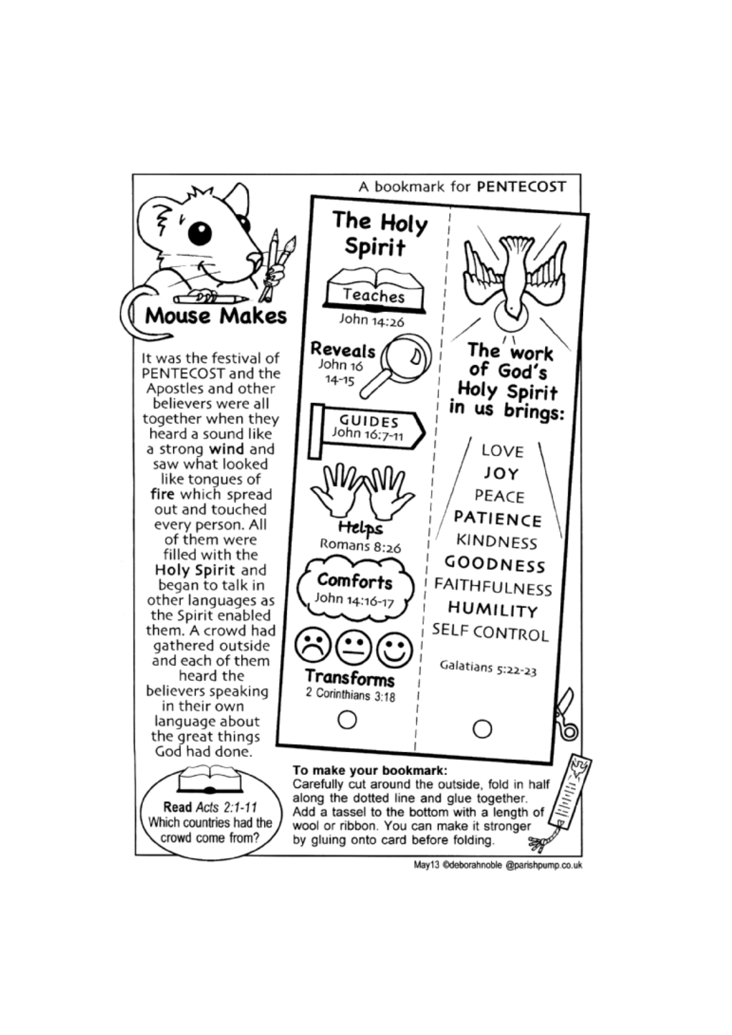A bookmark for **PENTECOST**

# Mouse Makes

It was the festival of PENTECOST and the Apostles and other believers were all together when they heard a sound like a strong **wind** and saw what looked like tongues of **fire** which spread out and touched every person. All of them were filled with the **Holy Spirit** and began to talk in other languages as the Spirit enabled them. A crowd had gathered outside and each of them heard the believers speaking in their own language about the great things God had done.

## The Holy Spirit

- **Teaches** John 14:26
- **Reveals** John 16 14-15
- **GUIDES** John 16:7-11
- **Helps** Romans 8:26
- **Comforts** John 14:16-17
- **Transforms** 2 Corinthians 3:18

## The work of God's Holy Spirit in us brings:

LOVE
JOY
PEACE
PATIENCE
KINDNESS
GOODNESS
FAITHFULNESS
HUMILITY
SELF CONTROL

Galatians 5:22-23

**Read** *Acts 2:1-11*
Which countries had the crowd come from?

**To make your bookmark:**
Carefully cut around the outside, fold in half along the dotted line and glue together. Add a tassel to the bottom with a length of wool or ribbon. You can make it stronger by gluing onto card before folding.

May13 ©deborahnoble @parishpump.co.uk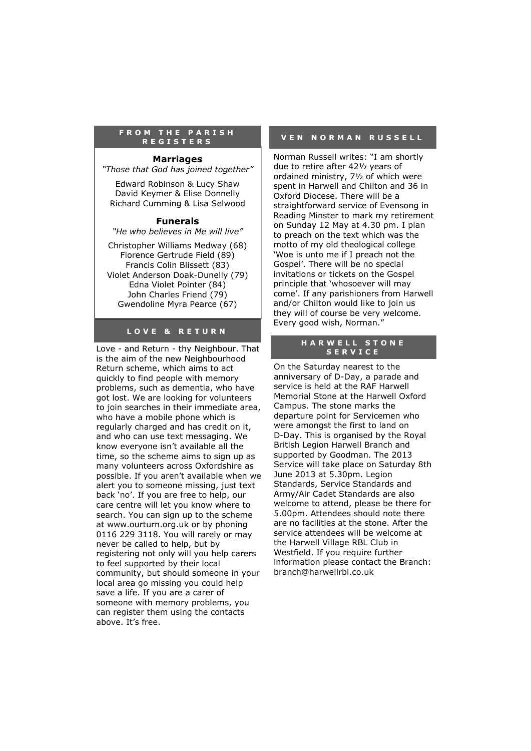## FROM THE PARISH REGISTERS

### Marriages

*"Those that God has joined together"*

Edward Robinson & Lucy Shaw
David Keymer & Elise Donnelly
Richard Cumming & Lisa Selwood

### Funerals

*"He who believes in Me will live"*

Christopher Williams Medway (68)
Florence Gertrude Field (89)
Francis Colin Blissett (83)
Violet Anderson Doak-Dunelly (79)
Edna Violet Pointer (84)
John Charles Friend (79)
Gwendoline Myra Pearce (67)

## LOVE & RETURN

Love - and Return - thy Neighbour. That is the aim of the new Neighbourhood Return scheme, which aims to act quickly to find people with memory problems, such as dementia, who have got lost. We are looking for volunteers to join searches in their immediate area, who have a mobile phone which is regularly charged and has credit on it, and who can use text messaging. We know everyone isn't available all the time, so the scheme aims to sign up as many volunteers across Oxfordshire as possible. If you aren't available when we alert you to someone missing, just text back 'no'. If you are free to help, our care centre will let you know where to search. You can sign up to the scheme at www.ourturn.org.uk or by phoning 0116 229 3118. You will rarely or may never be called to help, but by registering not only will you help carers to feel supported by their local community, but should someone in your local area go missing you could help save a life. If you are a carer of someone with memory problems, you can register them using the contacts above. It's free.

## VEN NORMAN RUSSELL

Norman Russell writes: "I am shortly due to retire after 42½ years of ordained ministry, 7½ of which were spent in Harwell and Chilton and 36 in Oxford Diocese. There will be a straightforward service of Evensong in Reading Minster to mark my retirement on Sunday 12 May at 4.30 pm. I plan to preach on the text which was the motto of my old theological college 'Woe is unto me if I preach not the Gospel'. There will be no special invitations or tickets on the Gospel principle that 'whosoever will may come'. If any parishioners from Harwell and/or Chilton would like to join us they will of course be very welcome. Every good wish, Norman."

## HARWELL STONE SERVICE

On the Saturday nearest to the anniversary of D-Day, a parade and service is held at the RAF Harwell Memorial Stone at the Harwell Oxford Campus. The stone marks the departure point for Servicemen who were amongst the first to land on D-Day. This is organised by the Royal British Legion Harwell Branch and supported by Goodman. The 2013 Service will take place on Saturday 8th June 2013 at 5.30pm. Legion Standards, Service Standards and Army/Air Cadet Standards are also welcome to attend, please be there for 5.00pm. Attendees should note there are no facilities at the stone. After the service attendees will be welcome at the Harwell Village RBL Club in Westfield. If you require further information please contact the Branch: branch@harwellrbl.co.uk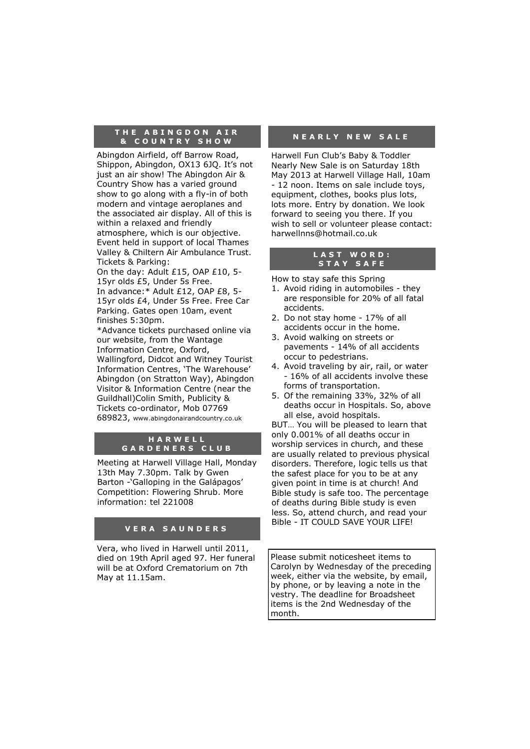## THE ABINGDON AIR & COUNTRY SHOW

Abingdon Airfield, off Barrow Road, Shippon, Abingdon, OX13 6JQ. It's not just an air show! The Abingdon Air & Country Show has a varied ground show to go along with a fly-in of both modern and vintage aeroplanes and the associated air display. All of this is within a relaxed and friendly atmosphere, which is our objective. Event held in support of local Thames Valley & Chiltern Air Ambulance Trust.
Tickets & Parking:
On the day: Adult £15, OAP £10, 5-15yr olds £5, Under 5s Free.
In advance:* Adult £12, OAP £8, 5-15yr olds £4, Under 5s Free. Free Car Parking. Gates open 10am, event finishes 5:30pm.
*Advance tickets purchased online via our website, from the Wantage Information Centre, Oxford, Wallingford, Didcot and Witney Tourist Information Centres, 'The Warehouse' Abingdon (on Stratton Way), Abingdon Visitor & Information Centre (near the Guildhall)Colin Smith, Publicity & Tickets co-ordinator, Mob 07769 689823, www.abingdonairandcountry.co.uk

## HARWELL GARDENERS CLUB

Meeting at Harwell Village Hall, Monday 13th May 7.30pm. Talk by Gwen Barton -'Galloping in the Galápagos' Competition: Flowering Shrub. More information: tel 221008

## VERA SAUNDERS

Vera, who lived in Harwell until 2011, died on 19th April aged 97. Her funeral will be at Oxford Crematorium on 7th May at 11.15am.

## NEARLY NEW SALE

Harwell Fun Club's Baby & Toddler Nearly New Sale is on Saturday 18th May 2013 at Harwell Village Hall, 10am - 12 noon. Items on sale include toys, equipment, clothes, books plus lots, lots more. Entry by donation. We look forward to seeing you there. If you wish to sell or volunteer please contact: harwellnns@hotmail.co.uk

## LAST WORD: STAY SAFE

How to stay safe this Spring

1. Avoid riding in automobiles - they are responsible for 20% of all fatal accidents.
2. Do not stay home - 17% of all accidents occur in the home.
3. Avoid walking on streets or pavements - 14% of all accidents occur to pedestrians.
4. Avoid traveling by air, rail, or water - 16% of all accidents involve these forms of transportation.
5. Of the remaining 33%, 32% of all deaths occur in Hospitals. So, above all else, avoid hospitals.

BUT… You will be pleased to learn that only 0.001% of all deaths occur in worship services in church, and these are usually related to previous physical disorders. Therefore, logic tells us that the safest place for you to be at any given point in time is at church! And Bible study is safe too. The percentage of deaths during Bible study is even less. So, attend church, and read your Bible - IT COULD SAVE YOUR LIFE!

Please submit noticesheet items to Carolyn by Wednesday of the preceding week, either via the website, by email, by phone, or by leaving a note in the vestry. The deadline for Broadsheet items is the 2nd Wednesday of the month.